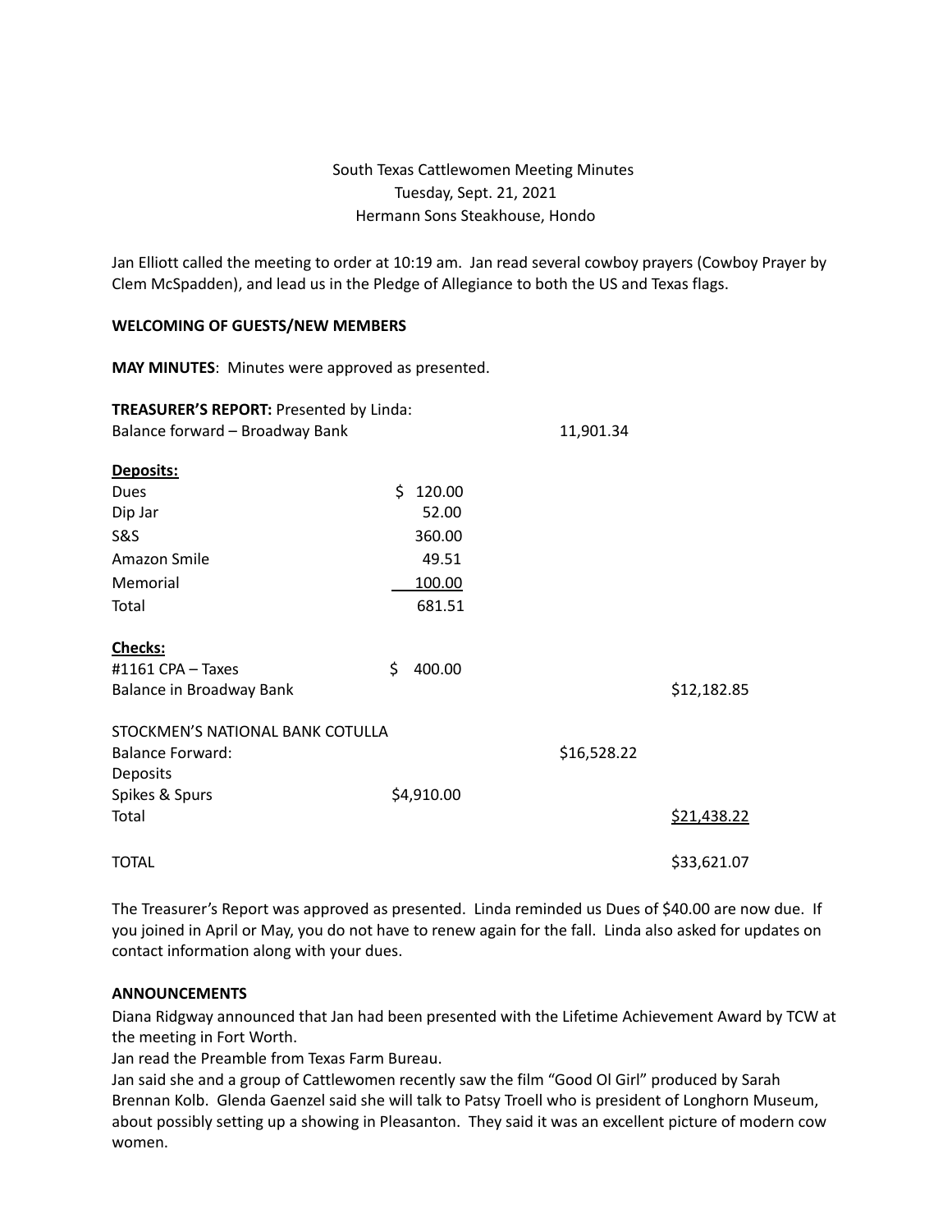South Texas Cattlewomen Meeting Minutes
Tuesday, Sept. 21, 2021
Hermann Sons Steakhouse, Hondo

Jan Elliott called the meeting to order at 10:19 am. Jan read several cowboy prayers (Cowboy Prayer by Clem McSpadden), and lead us in the Pledge of Allegiance to both the US and Texas flags.

**WELCOMING OF GUESTS/NEW MEMBERS**

**MAY MINUTES**: Minutes were approved as presented.

**TREASURER'S REPORT:** Presented by Linda:

| | | | |
|---|---|---|---|
| Balance forward – Broadway Bank | | 11,901.34 | |
| **Deposits:** | | | |
| Dues | $ 120.00 | | |
| Dip Jar | 52.00 | | |
| S&S | 360.00 | | |
| Amazon Smile | 49.51 | | |
| Memorial | 100.00 | | |
| Total | 681.51 | | |
| **Checks:** | | | |
| #1161 CPA – Taxes | $ 400.00 | | |
| Balance in Broadway Bank | | | $12,182.85 |
| STOCKMEN'S NATIONAL BANK COTULLA | | | |
| Balance Forward: | | $16,528.22 | |
| Deposits | | | |
| Spikes & Spurs | $4,910.00 | | |
| Total | | | $21,438.22 |
| TOTAL | | | $33,621.07 |

The Treasurer's Report was approved as presented. Linda reminded us Dues of $40.00 are now due. If you joined in April or May, you do not have to renew again for the fall. Linda also asked for updates on contact information along with your dues.

**ANNOUNCEMENTS**

Diana Ridgway announced that Jan had been presented with the Lifetime Achievement Award by TCW at the meeting in Fort Worth.

Jan read the Preamble from Texas Farm Bureau.

Jan said she and a group of Cattlewomen recently saw the film "Good Ol Girl" produced by Sarah Brennan Kolb. Glenda Gaenzel said she will talk to Patsy Troell who is president of Longhorn Museum, about possibly setting up a showing in Pleasanton. They said it was an excellent picture of modern cow women.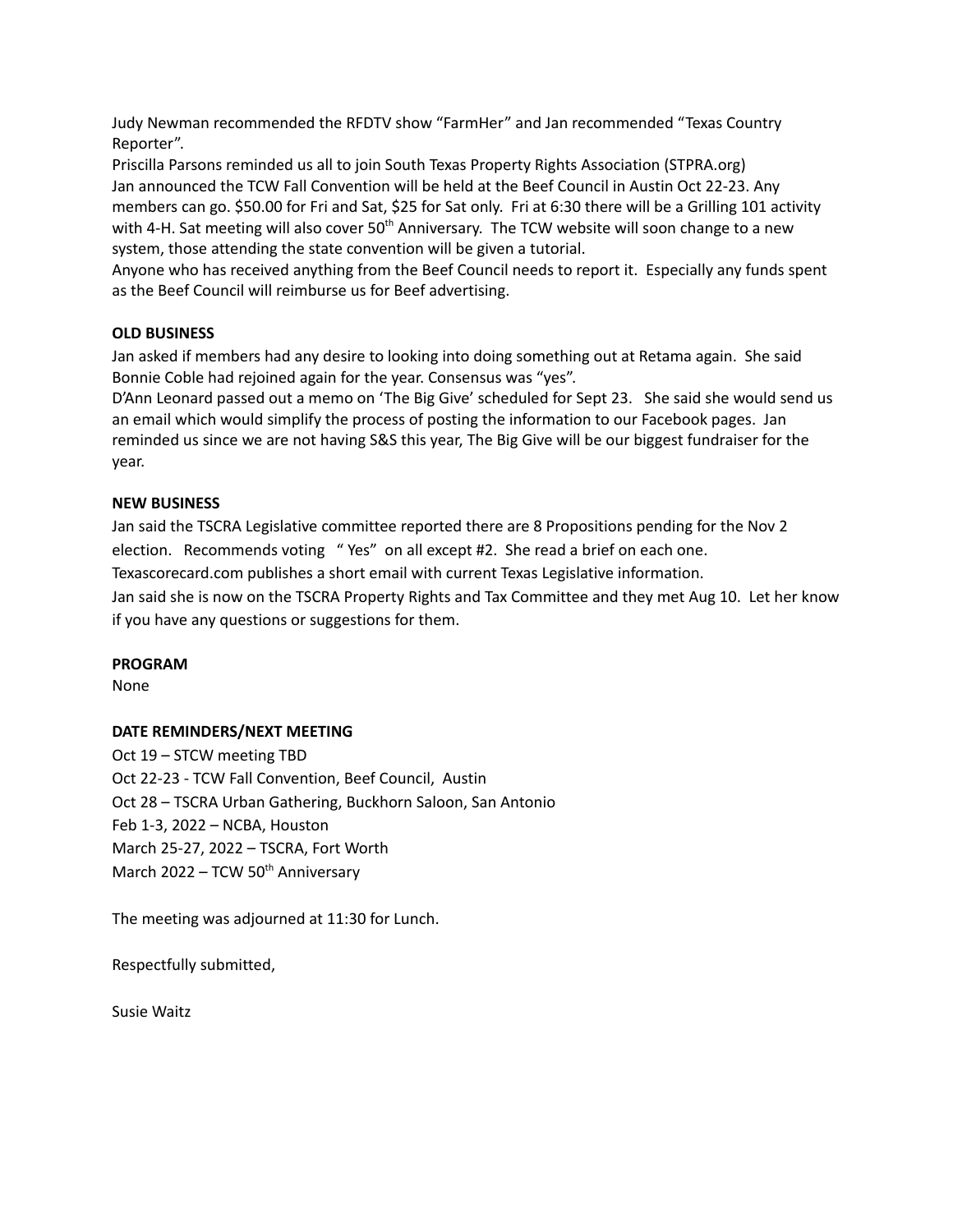Judy Newman recommended the RFDTV show “FarmHer” and Jan recommended “Texas Country Reporter”.
Priscilla Parsons reminded us all to join South Texas Property Rights Association (STPRA.org)
Jan announced the TCW Fall Convention will be held at the Beef Council in Austin Oct 22-23. Any members can go. $50.00 for Fri and Sat, $25 for Sat only. Fri at 6:30 there will be a Grilling 101 activity with 4-H. Sat meeting will also cover 50th Anniversary. The TCW website will soon change to a new system, those attending the state convention will be given a tutorial.
Anyone who has received anything from the Beef Council needs to report it. Especially any funds spent as the Beef Council will reimburse us for Beef advertising.

**OLD BUSINESS**

Jan asked if members had any desire to looking into doing something out at Retama again. She said Bonnie Coble had rejoined again for the year. Consensus was “yes”.
D’Ann Leonard passed out a memo on ‘The Big Give’ scheduled for Sept 23. She said she would send us an email which would simplify the process of posting the information to our Facebook pages. Jan reminded us since we are not having S&S this year, The Big Give will be our biggest fundraiser for the year.

**NEW BUSINESS**

Jan said the TSCRA Legislative committee reported there are 8 Propositions pending for the Nov 2 election. Recommends voting “ Yes” on all except #2. She read a brief on each one.
Texascorecard.com publishes a short email with current Texas Legislative information.
Jan said she is now on the TSCRA Property Rights and Tax Committee and they met Aug 10. Let her know if you have any questions or suggestions for them.

**PROGRAM**

None

**DATE REMINDERS/NEXT MEETING**

Oct 19 – STCW meeting TBD
Oct 22-23 - TCW Fall Convention, Beef Council, Austin
Oct 28 – TSCRA Urban Gathering, Buckhorn Saloon, San Antonio
Feb 1-3, 2022 – NCBA, Houston
March 25-27, 2022 – TSCRA, Fort Worth
March 2022 – TCW 50th Anniversary

The meeting was adjourned at 11:30 for Lunch.

Respectfully submitted,

Susie Waitz